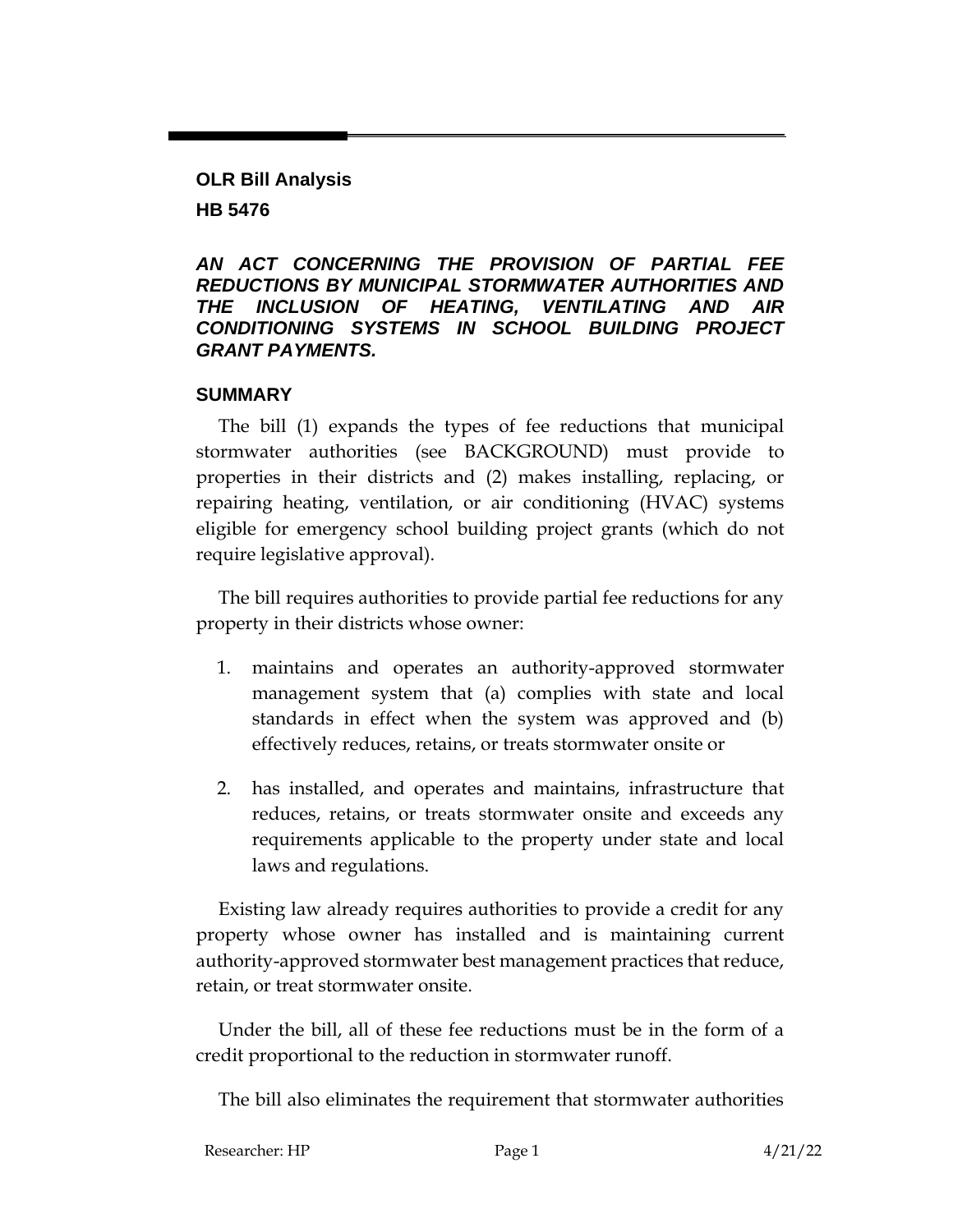**OLR Bill Analysis**

**HB 5476**

***AN ACT CONCERNING THE PROVISION OF PARTIAL FEE REDUCTIONS BY MUNICIPAL STORMWATER AUTHORITIES AND THE INCLUSION OF HEATING, VENTILATING AND AIR CONDITIONING SYSTEMS IN SCHOOL BUILDING PROJECT GRANT PAYMENTS.***

## SUMMARY

The bill (1) expands the types of fee reductions that municipal stormwater authorities (see BACKGROUND) must provide to properties in their districts and (2) makes installing, replacing, or repairing heating, ventilation, or air conditioning (HVAC) systems eligible for emergency school building project grants (which do not require legislative approval).

The bill requires authorities to provide partial fee reductions for any property in their districts whose owner:

1. maintains and operates an authority-approved stormwater management system that (a) complies with state and local standards in effect when the system was approved and (b) effectively reduces, retains, or treats stormwater onsite or

2. has installed, and operates and maintains, infrastructure that reduces, retains, or treats stormwater onsite and exceeds any requirements applicable to the property under state and local laws and regulations.

Existing law already requires authorities to provide a credit for any property whose owner has installed and is maintaining current authority-approved stormwater best management practices that reduce, retain, or treat stormwater onsite.

Under the bill, all of these fee reductions must be in the form of a credit proportional to the reduction in stormwater runoff.

The bill also eliminates the requirement that stormwater authorities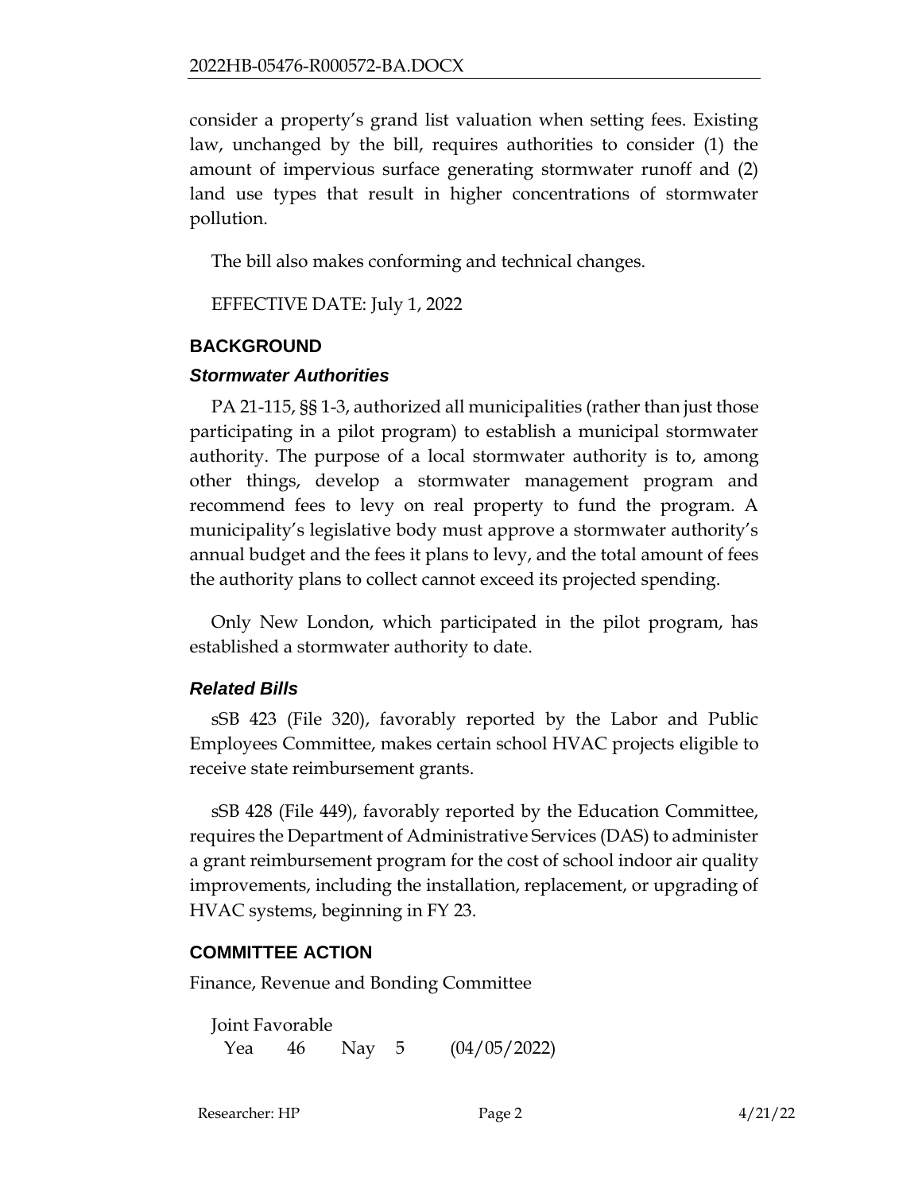consider a property's grand list valuation when setting fees. Existing law, unchanged by the bill, requires authorities to consider (1) the amount of impervious surface generating stormwater runoff and (2) land use types that result in higher concentrations of stormwater pollution.

The bill also makes conforming and technical changes.

EFFECTIVE DATE: July 1, 2022

## BACKGROUND

### *Stormwater Authorities*

PA 21-115, §§ 1-3, authorized all municipalities (rather than just those participating in a pilot program) to establish a municipal stormwater authority. The purpose of a local stormwater authority is to, among other things, develop a stormwater management program and recommend fees to levy on real property to fund the program. A municipality's legislative body must approve a stormwater authority's annual budget and the fees it plans to levy, and the total amount of fees the authority plans to collect cannot exceed its projected spending.

Only New London, which participated in the pilot program, has established a stormwater authority to date.

### *Related Bills*

sSB 423 (File 320), favorably reported by the Labor and Public Employees Committee, makes certain school HVAC projects eligible to receive state reimbursement grants.

sSB 428 (File 449), favorably reported by the Education Committee, requires the Department of Administrative Services (DAS) to administer a grant reimbursement program for the cost of school indoor air quality improvements, including the installation, replacement, or upgrading of HVAC systems, beginning in FY 23.

## COMMITTEE ACTION

Finance, Revenue and Bonding Committee

Joint Favorable
Yea 46 Nay 5 (04/05/2022)